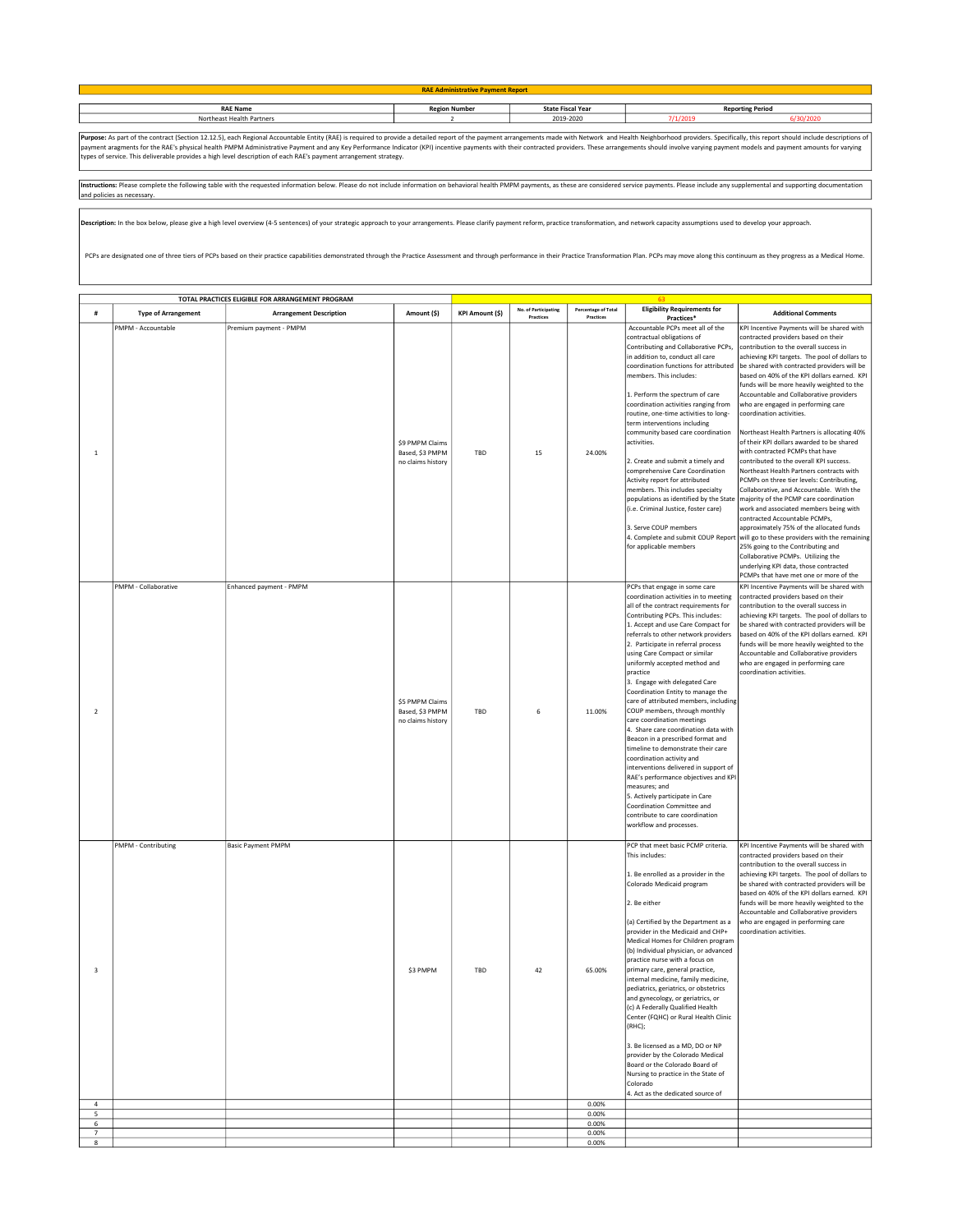# RAE Administrative Payment Report

| RAE Name | Region Number | State Fiscal Year | Reporting Period | |
|---|---|---|---|---|
| Northeast Health Partners | 2 | 2019-2020 | 7/1/2019 | 6/30/2020 |

**Purpose:** As part of the contract (Section 12.12.5), each Regional Accountable Entity (RAE) is required to provide a detailed report of the payment arrangements made with Network and Health Neighborhood providers. Specifically, this report should include descriptions of payment argments for the RAE's physical health PMPM Administrative Payment and any Key Performance Indicator (KPI) incentive payments with their contracted providers. These arrangements should involve varying payment models and payment amounts for varying types of service. This deliverable provides a high level description of each RAE's payment arrangement strategy.

**Instructions:** Please complete the following table with the requested information below. Please do not include information on behavioral health PMPM payments, as these are considered service payments. Please include any supplemental and supporting documentation and policies as necessary.

**Description:** In the box below, please give a high level overview (4-5 sentences) of your strategic approach to your arrangements. Please clarify payment reform, practice transformation, and network capacity assumptions used to develop your approach.

PCPs are designated one of three tiers of PCPs based on their practice capabilities demonstrated through the Practice Assessment and through performance in their Practice Transformation Plan. PCPs may move along this continuum as they progress as a Medical Home.

| TOTAL PRACTICES ELIGIBLE FOR ARRANGEMENT PROGRAM | | | | 63 | | | | |
|---|---|---|---|---|---|---|---|---|
| # | Type of Arrangement | Arrangement Description | Amount ($) | KPI Amount ($) | No. of Participating Practices | Percentage of Total Practices | Eligibility Requirements for Practices* | Additional Comments |
| 1 | PMPM - Accountable | Premium payment - PMPM | $9 PMPM Claims Based, $3 PMPM no claims history | TBD | 15 | 24.00% | Accountable PCPs meet all of the contractual obligations of Contributing and Collaborative PCPs, in addition to, conduct all care coordination functions for attributed members. This includes:<br><br>1. Perform the spectrum of care coordination activities ranging from routine, one-time activities to long-term interventions including community based care coordination activities.<br><br>2. Create and submit a timely and comprehensive Care Coordination Activity report for attributed members. This includes specialty populations as identified by the State (i.e. Criminal Justice, foster care)<br><br>3. Serve COUP members<br>4. Complete and submit COUP Report for applicable members | KPI Incentive Payments will be shared with contracted providers based on their contribution to the overall success in achieving KPI targets. The pool of dollars to be shared with contracted providers will be based on 40% of the KPI dollars earned. KPI funds will be more heavily weighted to the Accountable and Collaborative providers who are engaged in performing care coordination activities.<br><br>Northeast Health Partners is allocating 40% of their KPI dollars awarded to be shared with contracted PCMPs that have contributed to the overall KPI success. Northeast Health Partners contracts with PCMPs on three tier levels: Contributing, Collaborative, and Accountable. With the majority of the PCMP care coordination work and associated members being with contracted Accountable PCMPs, approximately 75% of the allocated funds will go to these providers with the remaining 25% going to the Contributing and Collaborative PCMPs. Utilizing the underlying KPI data, those contracted PCMPs that have met one or more of the |
| 2 | PMPM - Collaborative | Enhanced payment - PMPM | $5 PMPM Claims Based, $3 PMPM no claims history | TBD | 6 | 11.00% | PCPs that engage in some care coordination activities in to meeting all of the contract requirements for Contributing PCPs. This includes:<br>1. Accept and use Care Compact for referrals to other network providers<br>2. Participate in referral process using Care Compact or similar uniformly accepted method and practice<br>3. Engage with delegated Care Coordination Entity to manage the care of attributed members, including COUP members, through monthly care coordination meetings<br>4. Share care coordination data with Beacon in a prescribed format and timeline to demonstrate their care coordination activity and interventions delivered in support of RAE's performance objectives and KPI measures; and<br>5. Actively participate in Care Coordination Committee and contribute to care coordination workflow and processes. | KPI Incentive Payments will be shared with contracted providers based on their contribution to the overall success in achieving KPI targets. The pool of dollars to be shared with contracted providers will be based on 40% of the KPI dollars earned. KPI funds will be more heavily weighted to the Accountable and Collaborative providers who are engaged in performing care coordination activities. |
| 3 | PMPM - Contributing | Basic Payment PMPM | $3 PMPM | TBD | 42 | 65.00% | PCP that meet basic PCMP criteria. This includes:<br><br>1. Be enrolled as a provider in the Colorado Medicaid program<br><br>2. Be either<br><br>(a) Certified by the Department as a provider in the Medicaid and CHP+ Medical Homes for Children program<br>(b) Individual physician, or advanced practice nurse with a focus on primary care, general practice, internal medicine, family medicine, pediatrics, geriatrics, or obstetrics and gynecology, or geriatrics, or<br>(c) A Federally Qualified Health Center (FQHC) or Rural Health Clinic (RHC);<br><br>3. Be licensed as a MD, DO or NP provider by the Colorado Medical Board or the Colorado Board of Nursing to practice in the State of Colorado<br>4. Act as the dedicated source of | KPI Incentive Payments will be shared with contracted providers based on their contribution to the overall success in achieving KPI targets. The pool of dollars to be shared with contracted providers will be based on 40% of the KPI dollars earned. KPI funds will be more heavily weighted to the Accountable and Collaborative providers who are engaged in performing care coordination activities. |
| 4 | | | | | | 0.00% | | |
| 5 | | | | | | 0.00% | | |
| 6 | | | | | | 0.00% | | |
| 7 | | | | | | 0.00% | | |
| 8 | | | | | | 0.00% | | |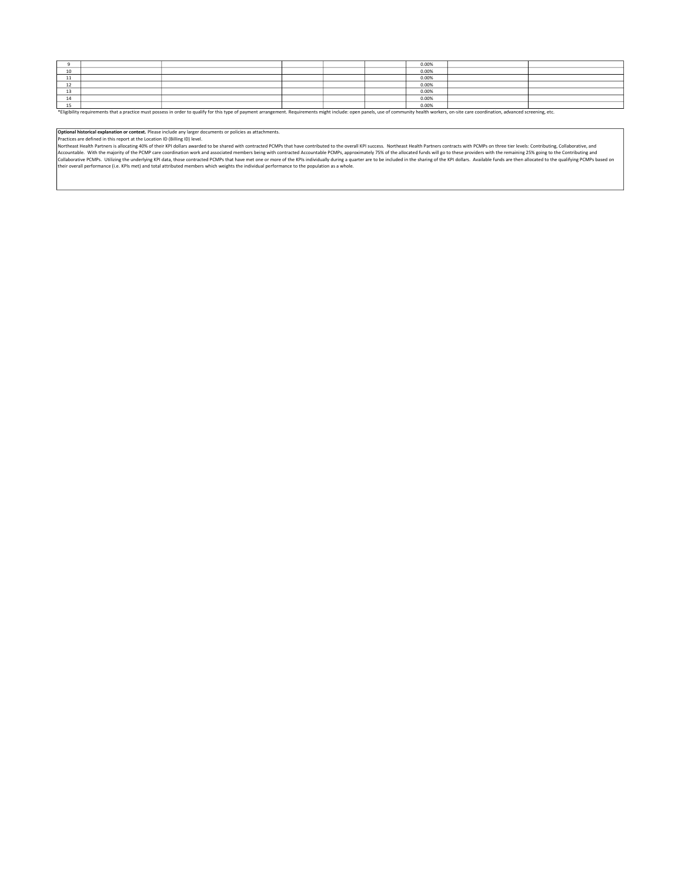| | | | | | | | | |
|---|---|---|---|---|---|---|---|---|
| 9 | | | | | | 0.00% | | |
| 10 | | | | | | 0.00% | | |
| 11 | | | | | | 0.00% | | |
| 12 | | | | | | 0.00% | | |
| 13 | | | | | | 0.00% | | |
| 14 | | | | | | 0.00% | | |
| 15 | | | | | | 0.00% | | |

*Eligibility requirements that a practice must possess in order to qualify for this type of payment arrangement. Requirements might include: open panels, use of community health workers, on-site care coordination, advanced screening, etc.

**Optional historical explanation or context.** Please include any larger documents or policies as attachments.

Practices are defined in this report at the Location ID (Billing ID) level.

Northeast Health Partners is allocating 40% of their KPI dollars awarded to be shared with contracted PCMPs that have contributed to the overall KPI success. Northeast Health Partners contracts with PCMPs on three tier levels: Contributing, Collaborative, and Accountable. With the majority of the PCMP care coordination work and associated members being with contracted Accountable PCMPs, approximately 75% of the allocated funds will go to these providers with the remaining 25% going to the Contributing and Collaborative PCMPs. Utilizing the underlying KPI data, those contracted PCMPs that have met one or more of the KPIs individually during a quarter are to be included in the sharing of the KPI dollars. Available funds are then allocated to the qualifying PCMPs based on their overall performance (i.e. KPIs met) and total attributed members which weights the individual performance to the population as a whole.